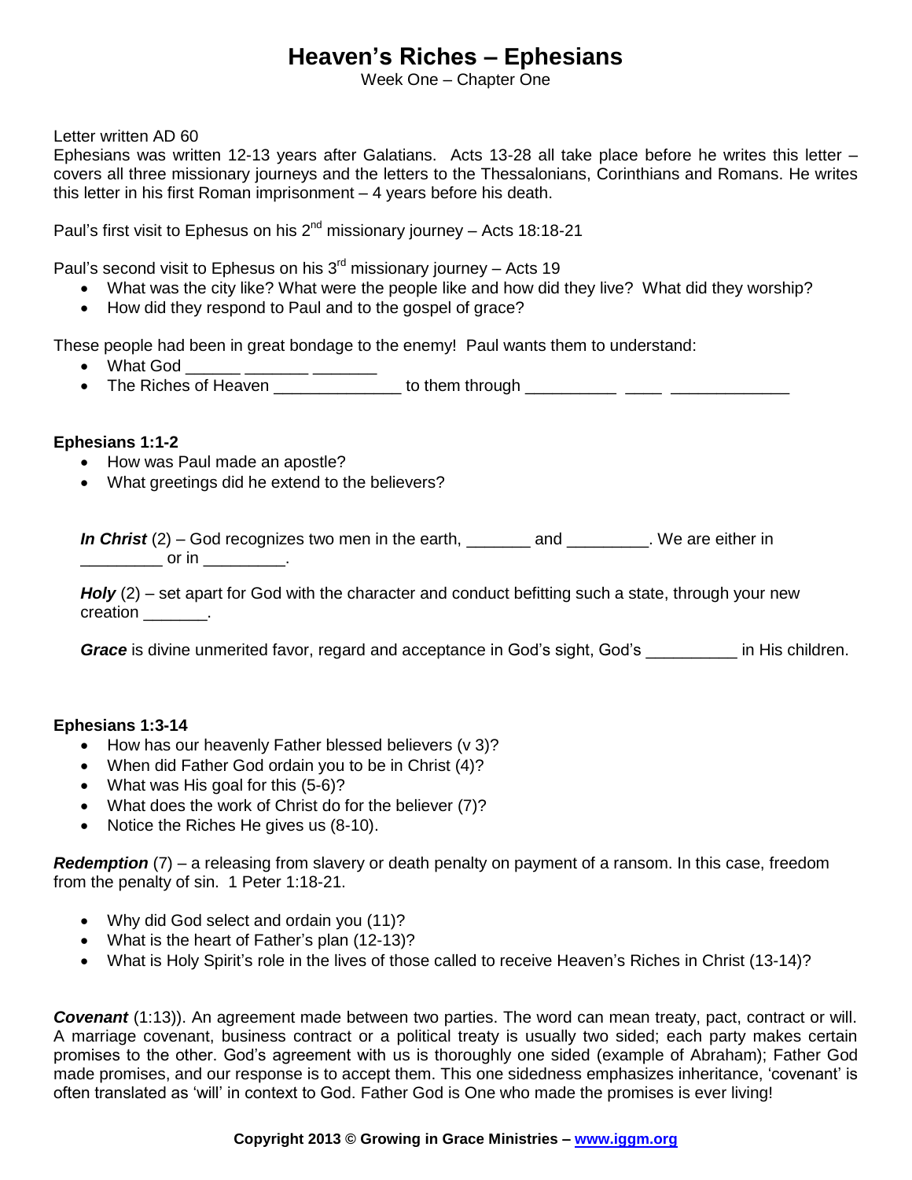# Heaven's Riches – Ephesians

Week One – Chapter One

Letter written AD 60
Ephesians was written 12-13 years after Galatians. Acts 13-28 all take place before he writes this letter – covers all three missionary journeys and the letters to the Thessalonians, Corinthians and Romans. He writes this letter in his first Roman imprisonment – 4 years before his death.

Paul's first visit to Ephesus on his 2nd missionary journey – Acts 18:18-21

Paul's second visit to Ephesus on his 3rd missionary journey – Acts 19

- What was the city like? What were the people like and how did they live? What did they worship?
- How did they respond to Paul and to the gospel of grace?

These people had been in great bondage to the enemy! Paul wants them to understand:

- What God ______ _______ _______
- The Riches of Heaven _____________ to them through _________ ____ ____________

**Ephesians 1:1-2**

- How was Paul made an apostle?
- What greetings did he extend to the believers?

***In Christ*** (2) – God recognizes two men in the earth, _______ and _________. We are either in _________ or in _________.

***Holy*** (2) – set apart for God with the character and conduct befitting such a state, through your new creation _______.

***Grace*** is divine unmerited favor, regard and acceptance in God's sight, God's __________ in His children.

**Ephesians 1:3-14**

- How has our heavenly Father blessed believers (v 3)?
- When did Father God ordain you to be in Christ (4)?
- What was His goal for this (5-6)?
- What does the work of Christ do for the believer (7)?
- Notice the Riches He gives us (8-10).

***Redemption*** (7) – a releasing from slavery or death penalty on payment of a ransom. In this case, freedom from the penalty of sin. 1 Peter 1:18-21.

- Why did God select and ordain you (11)?
- What is the heart of Father's plan (12-13)?
- What is Holy Spirit's role in the lives of those called to receive Heaven's Riches in Christ (13-14)?

***Covenant*** (1:13)). An agreement made between two parties. The word can mean treaty, pact, contract or will. A marriage covenant, business contract or a political treaty is usually two sided; each party makes certain promises to the other. God's agreement with us is thoroughly one sided (example of Abraham); Father God made promises, and our response is to accept them. This one sidedness emphasizes inheritance, 'covenant' is often translated as 'will' in context to God. Father God is One who made the promises is ever living!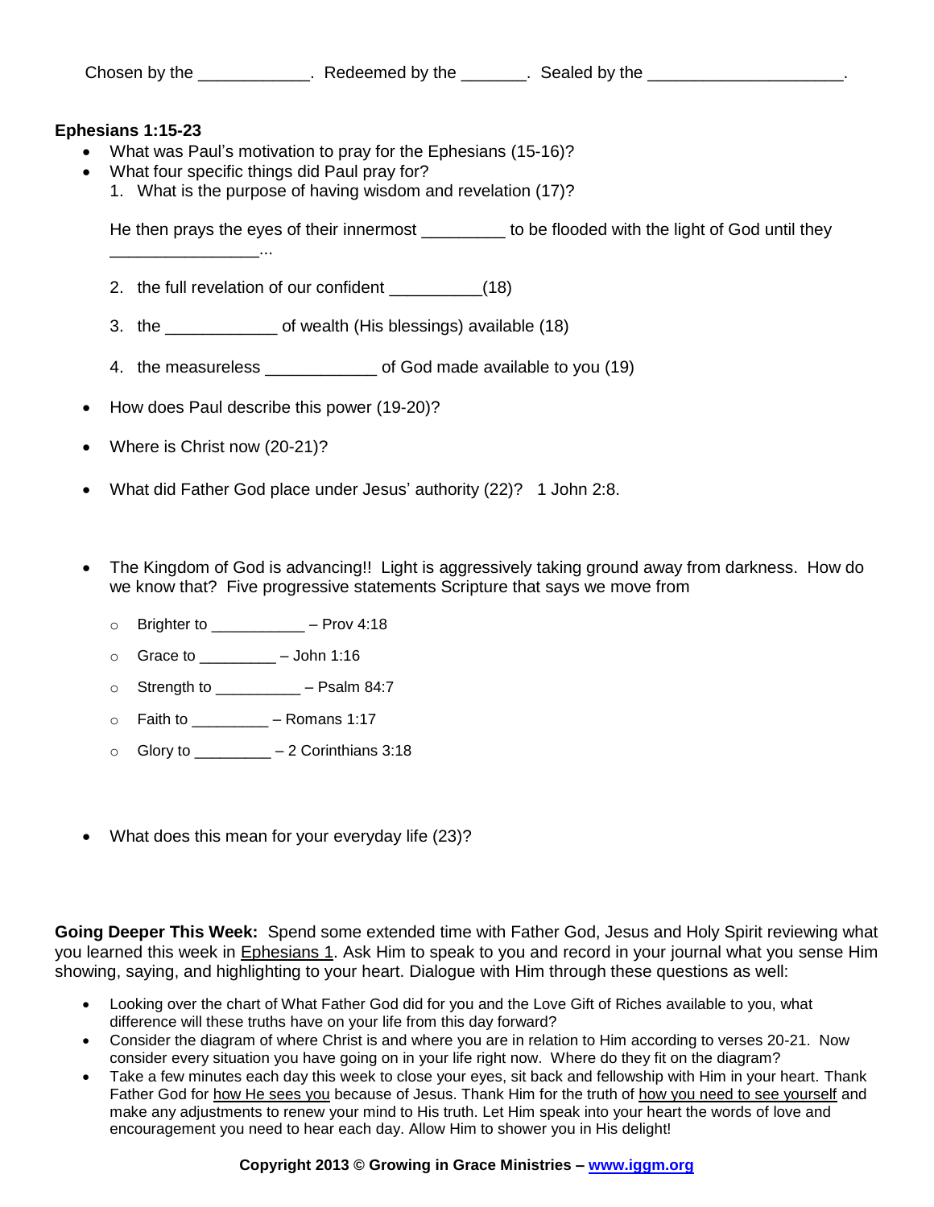Chosen by the ____________. Redeemed by the _______. Sealed by the _____________________.

**Ephesians 1:15-23**

- What was Paul's motivation to pray for the Ephesians (15-16)?
- What four specific things did Paul pray for?
  1. What is the purpose of having wisdom and revelation (17)?

  He then prays the eyes of their innermost _________ to be flooded with the light of God until they _________________...

  2. the full revelation of our confident __________(18)

  3. the ____________ of wealth (His blessings) available (18)

  4. the measureless ____________ of God made available to you (19)

- How does Paul describe this power (19-20)?

- Where is Christ now (20-21)?

- What did Father God place under Jesus' authority (22)? 1 John 2:8.

- The Kingdom of God is advancing!! Light is aggressively taking ground away from darkness. How do we know that? Five progressive statements Scripture that says we move from

  - Brighter to ___________ – Prov 4:18
  - Grace to _________ – John 1:16
  - Strength to __________ – Psalm 84:7
  - Faith to _________ – Romans 1:17
  - Glory to _________ – 2 Corinthians 3:18

- What does this mean for your everyday life (23)?

**Going Deeper This Week:** Spend some extended time with Father God, Jesus and Holy Spirit reviewing what you learned this week in Ephesians 1. Ask Him to speak to you and record in your journal what you sense Him showing, saying, and highlighting to your heart. Dialogue with Him through these questions as well:

- Looking over the chart of What Father God did for you and the Love Gift of Riches available to you, what difference will these truths have on your life from this day forward?
- Consider the diagram of where Christ is and where you are in relation to Him according to verses 20-21. Now consider every situation you have going on in your life right now. Where do they fit on the diagram?
- Take a few minutes each day this week to close your eyes, sit back and fellowship with Him in your heart. Thank Father God for how He sees you because of Jesus. Thank Him for the truth of how you need to see yourself and make any adjustments to renew your mind to His truth. Let Him speak into your heart the words of love and encouragement you need to hear each day. Allow Him to shower you in His delight!

**Copyright 2013 © Growing in Grace Ministries – www.iggm.org**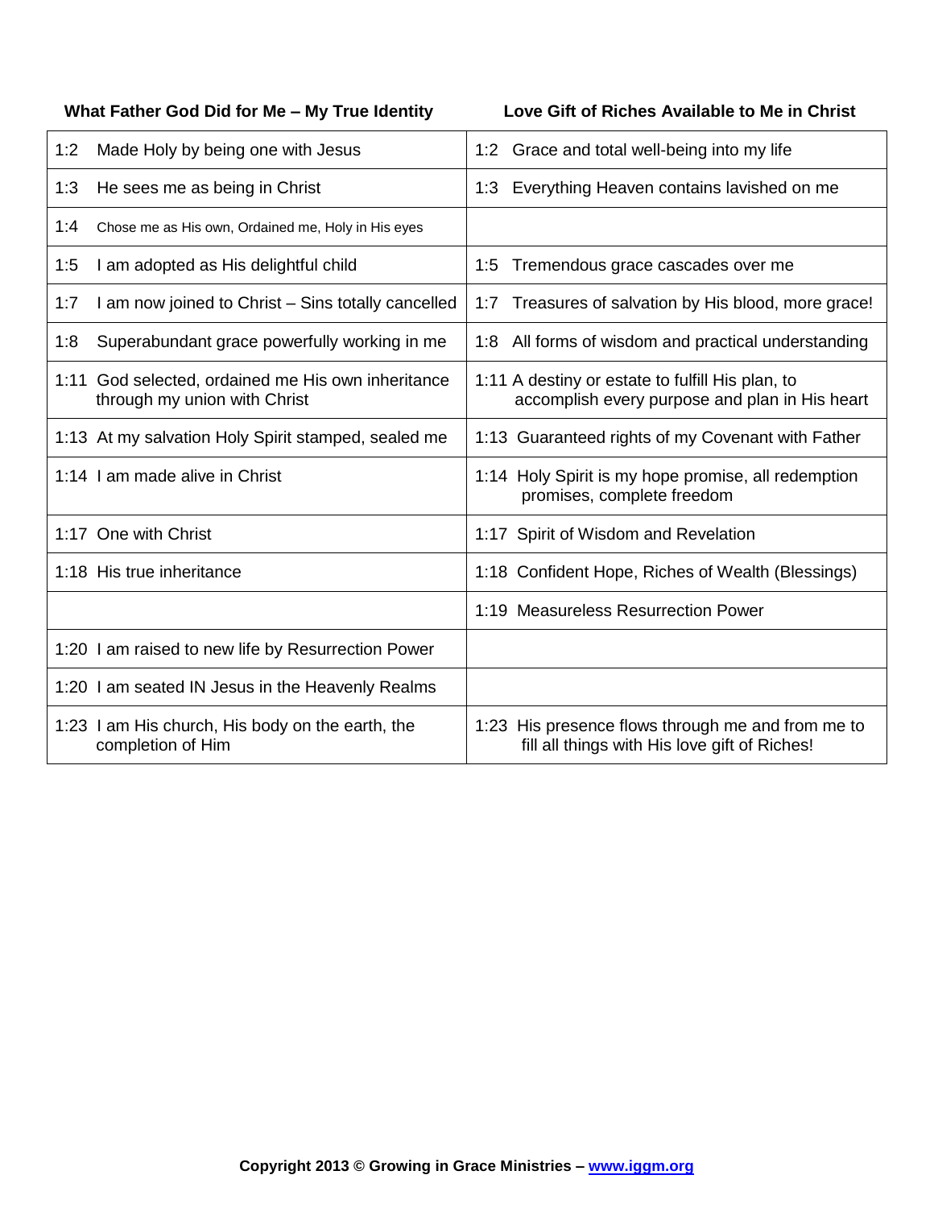| What Father God Did for Me – My True Identity | Love Gift of Riches Available to Me in Christ |
|---|---|
| 1:2 Made Holy by being one with Jesus | 1:2 Grace and total well-being into my life |
| 1:3 He sees me as being in Christ | 1:3 Everything Heaven contains lavished on me |
| 1:4 Chose me as His own, Ordained me, Holy in His eyes | |
| 1:5 I am adopted as His delightful child | 1:5 Tremendous grace cascades over me |
| 1:7 I am now joined to Christ – Sins totally cancelled | 1:7 Treasures of salvation by His blood, more grace! |
| 1:8 Superabundant grace powerfully working in me | 1:8 All forms of wisdom and practical understanding |
| 1:11 God selected, ordained me His own inheritance through my union with Christ | 1:11 A destiny or estate to fulfill His plan, to accomplish every purpose and plan in His heart |
| 1:13 At my salvation Holy Spirit stamped, sealed me | 1:13 Guaranteed rights of my Covenant with Father |
| 1:14 I am made alive in Christ | 1:14 Holy Spirit is my hope promise, all redemption promises, complete freedom |
| 1:17 One with Christ | 1:17 Spirit of Wisdom and Revelation |
| 1:18 His true inheritance | 1:18 Confident Hope, Riches of Wealth (Blessings) |
| | 1:19 Measureless Resurrection Power |
| 1:20 I am raised to new life by Resurrection Power | |
| 1:20 I am seated IN Jesus in the Heavenly Realms | |
| 1:23 I am His church, His body on the earth, the completion of Him | 1:23 His presence flows through me and from me to fill all things with His love gift of Riches! |

**Copyright 2013 © Growing in Grace Ministries – [www.iggm.org](http://www.iggm.org)**